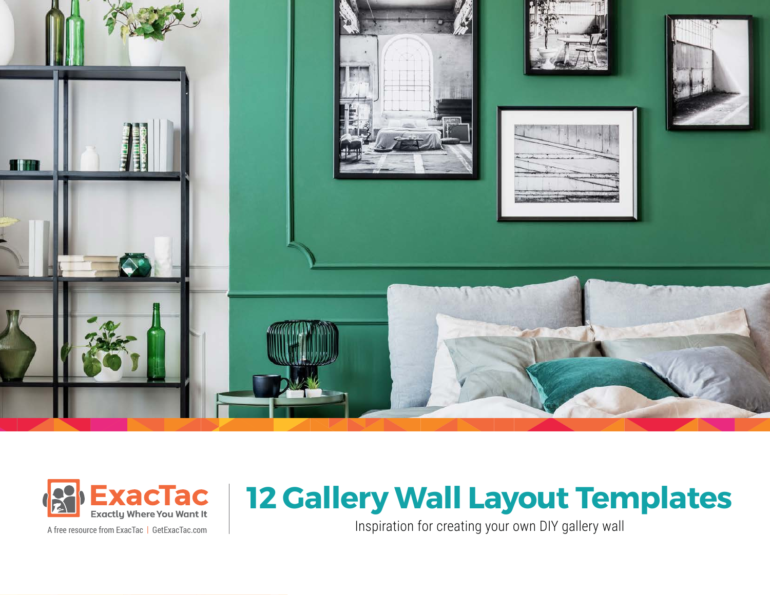ExacTac
Exactly Where You Want It

A free resource from ExacTac | GetExacTac.com

# 12 Gallery Wall Layout Templates

Inspiration for creating your own DIY gallery wall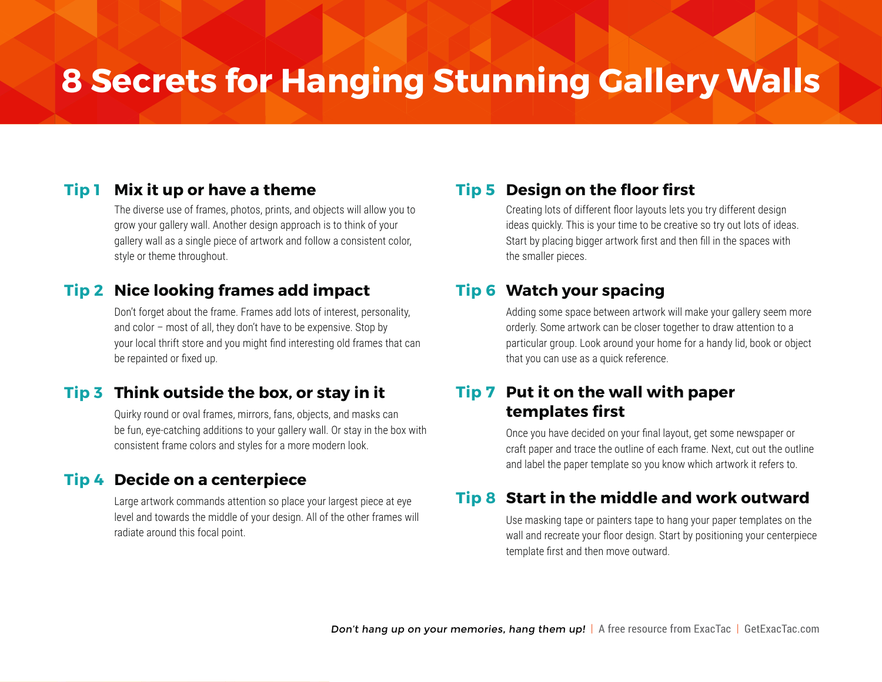# 8 Secrets for Hanging Stunning Gallery Walls

### Tip 1 Mix it up or have a theme

The diverse use of frames, photos, prints, and objects will allow you to grow your gallery wall. Another design approach is to think of your gallery wall as a single piece of artwork and follow a consistent color, style or theme throughout.

### Tip 2 Nice looking frames add impact

Don't forget about the frame. Frames add lots of interest, personality, and color – most of all, they don't have to be expensive. Stop by your local thrift store and you might find interesting old frames that can be repainted or fixed up.

### Tip 3 Think outside the box, or stay in it

Quirky round or oval frames, mirrors, fans, objects, and masks can be fun, eye-catching additions to your gallery wall. Or stay in the box with consistent frame colors and styles for a more modern look.

### Tip 4 Decide on a centerpiece

Large artwork commands attention so place your largest piece at eye level and towards the middle of your design. All of the other frames will radiate around this focal point.

### Tip 5 Design on the floor first

Creating lots of different floor layouts lets you try different design ideas quickly. This is your time to be creative so try out lots of ideas. Start by placing bigger artwork first and then fill in the spaces with the smaller pieces.

### Tip 6 Watch your spacing

Adding some space between artwork will make your gallery seem more orderly. Some artwork can be closer together to draw attention to a particular group. Look around your home for a handy lid, book or object that you can use as a quick reference.

### Tip 7 Put it on the wall with paper templates first

Once you have decided on your final layout, get some newspaper or craft paper and trace the outline of each frame. Next, cut out the outline and label the paper template so you know which artwork it refers to.

### Tip 8 Start in the middle and work outward

Use masking tape or painters tape to hang your paper templates on the wall and recreate your floor design. Start by positioning your centerpiece template first and then move outward.

*Don't hang up on your memories, hang them up!* | A free resource from ExacTac | GetExacTac.com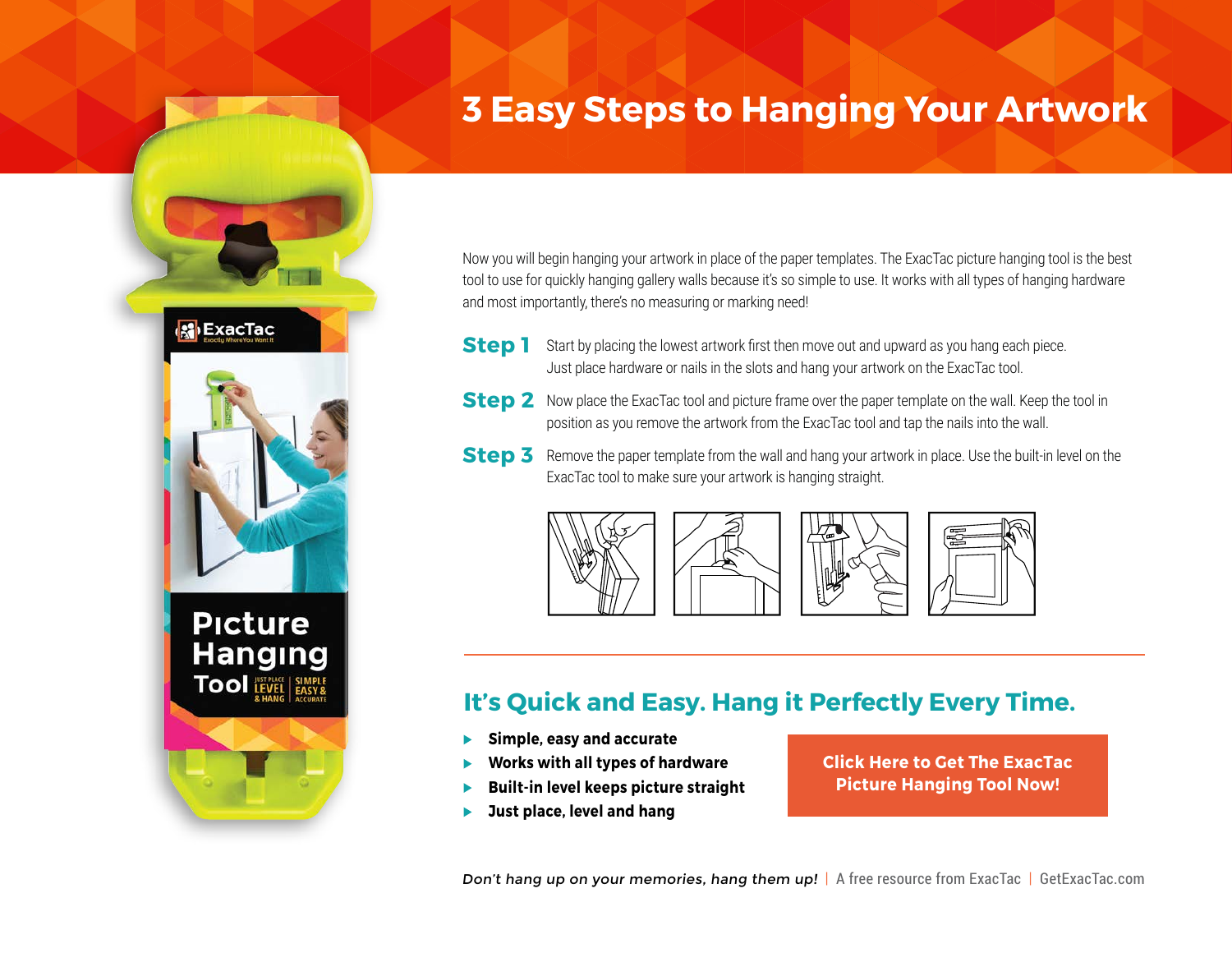# 3 Easy Steps to Hanging Your Artwork

Now you will begin hanging your artwork in place of the paper templates. The ExacTac picture hanging tool is the best tool to use for quickly hanging gallery walls because it's so simple to use. It works with all types of hanging hardware and most importantly, there's no measuring or marking need!

**Step 1** Start by placing the lowest artwork first then move out and upward as you hang each piece. Just place hardware or nails in the slots and hang your artwork on the ExacTac tool.

**Step 2** Now place the ExacTac tool and picture frame over the paper template on the wall. Keep the tool in position as you remove the artwork from the ExacTac tool and tap the nails into the wall.

**Step 3** Remove the paper template from the wall and hang your artwork in place. Use the built-in level on the ExacTac tool to make sure your artwork is hanging straight.

## It's Quick and Easy. Hang it Perfectly Every Time.

- **Simple, easy and accurate**
- **Works with all types of hardware**
- **Built-in level keeps picture straight**
- **Just place, level and hang**

**Click Here to Get The ExacTac Picture Hanging Tool Now!**

*Don't hang up on your memories, hang them up!* | A free resource from ExacTac | GetExacTac.com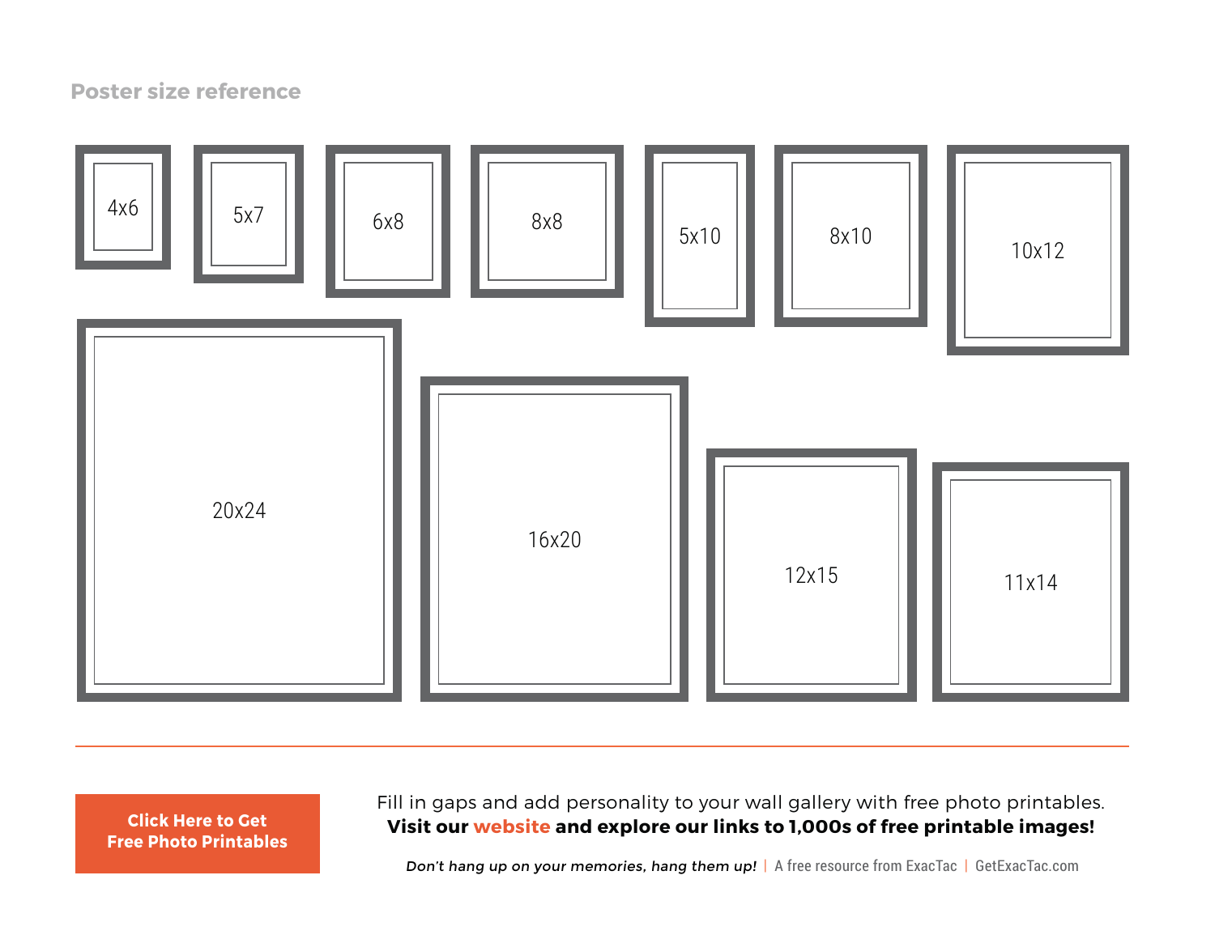## Poster size reference

4x6

5x7

6x8

8x8

5x10

8x10

10x12

20x24

16x20

12x15

11x14

---

**Click Here to Get Free Photo Printables**

Fill in gaps and add personality to your wall gallery with free photo printables.
**Visit our website and explore our links to 1,000s of free printable images!**

*Don't hang up on your memories, hang them up!* | A free resource from ExacTac | GetExacTac.com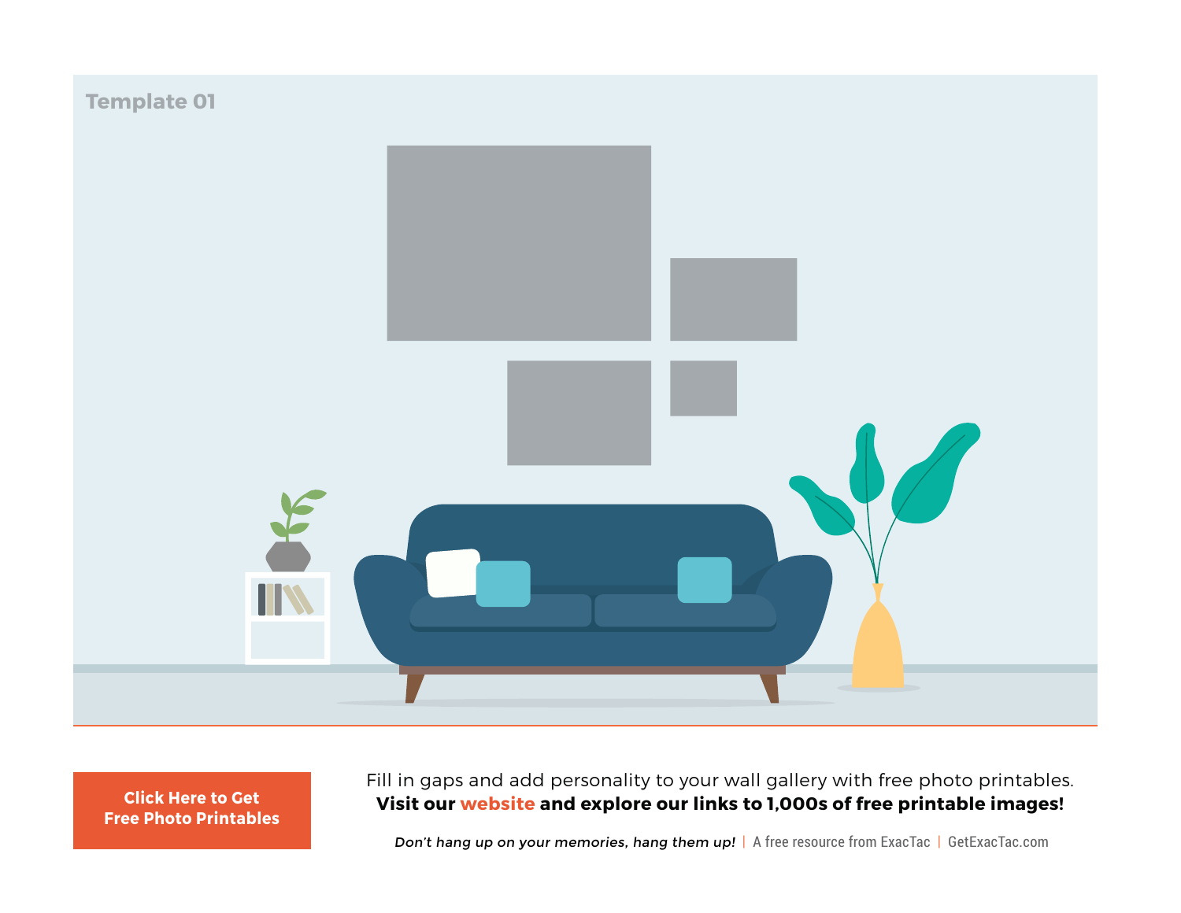Template 01

**Click Here to Get Free Photo Printables**

Fill in gaps and add personality to your wall gallery with free photo printables.
**Visit our website and explore our links to 1,000s of free printable images!**

*Don't hang up on your memories, hang them up!* | A free resource from ExacTac | GetExacTac.com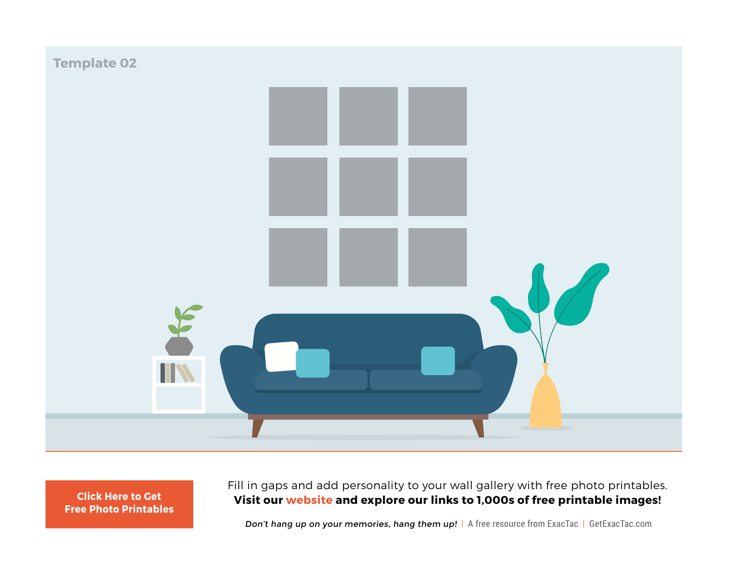Template 02

**Click Here to Get Free Photo Printables**

Fill in gaps and add personality to your wall gallery with free photo printables.
**Visit our website and explore our links to 1,000s of free printable images!**

*Don't hang up on your memories, hang them up!* | A free resource from ExacTac | GetExacTac.com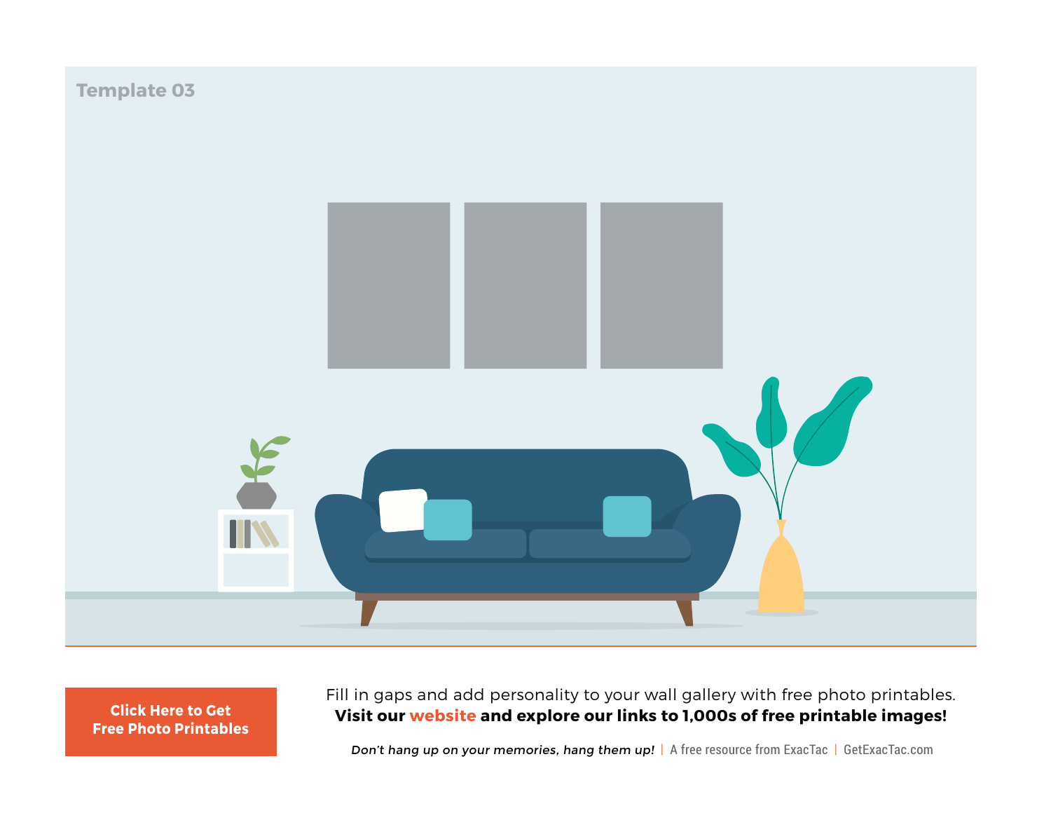Template 03

**Click Here to Get Free Photo Printables**

Fill in gaps and add personality to your wall gallery with free photo printables.
**Visit our website and explore our links to 1,000s of free printable images!**

*Don't hang up on your memories, hang them up!* | A free resource from ExacTac | GetExacTac.com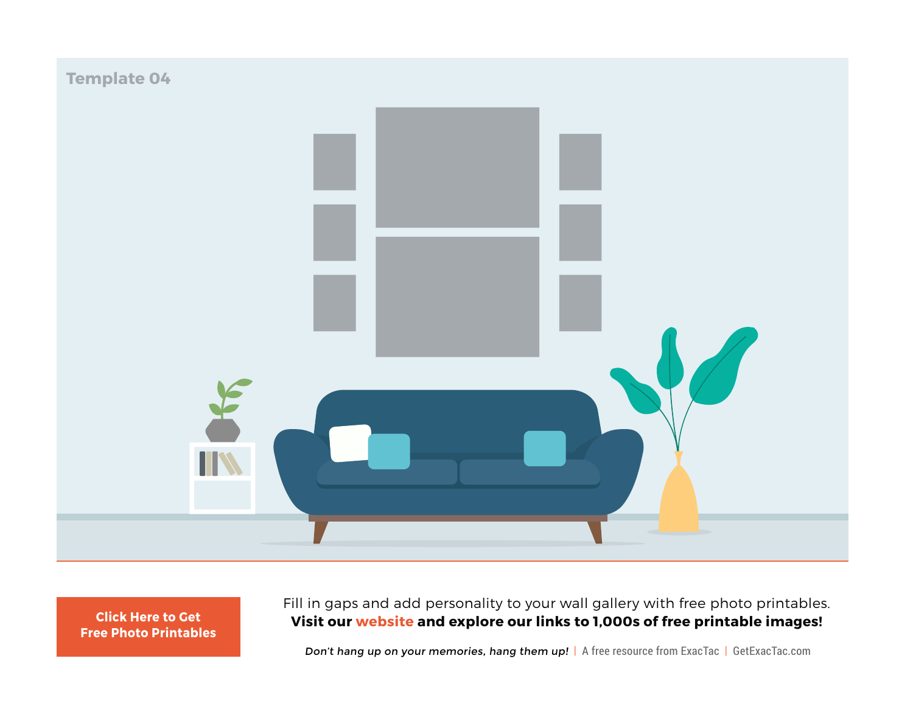Template 04

Click Here to Get Free Photo Printables

Fill in gaps and add personality to your wall gallery with free photo printables.
**Visit our website and explore our links to 1,000s of free printable images!**

*Don't hang up on your memories, hang them up!* | A free resource from ExacTac | GetExacTac.com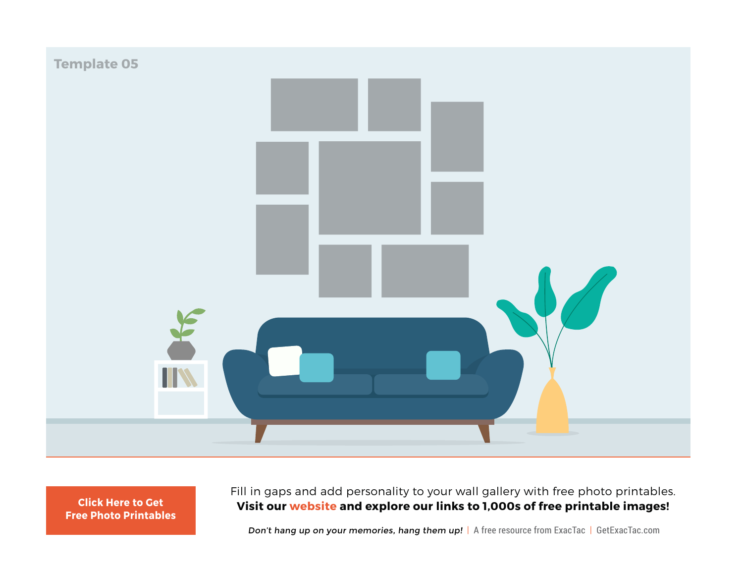Template 05

**Click Here to Get Free Photo Printables**

Fill in gaps and add personality to your wall gallery with free photo printables.
**Visit our website and explore our links to 1,000s of free printable images!**

*Don't hang up on your memories, hang them up!* | A free resource from ExacTac | GetExacTac.com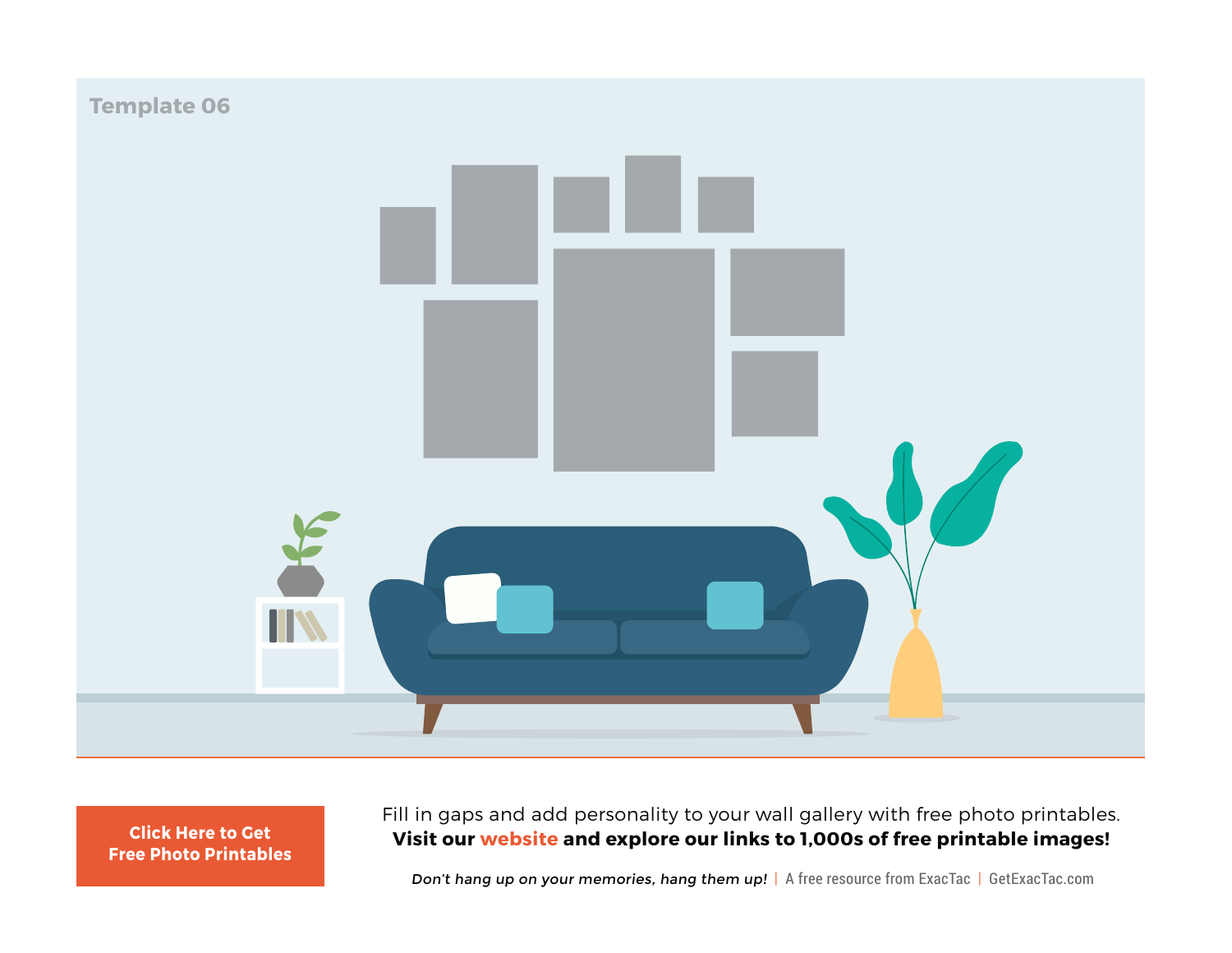Template 06

**Click Here to Get Free Photo Printables**

Fill in gaps and add personality to your wall gallery with free photo printables.
**Visit our website and explore our links to 1,000s of free printable images!**

*Don't hang up on your memories, hang them up!* | A free resource from ExacTac | GetExacTac.com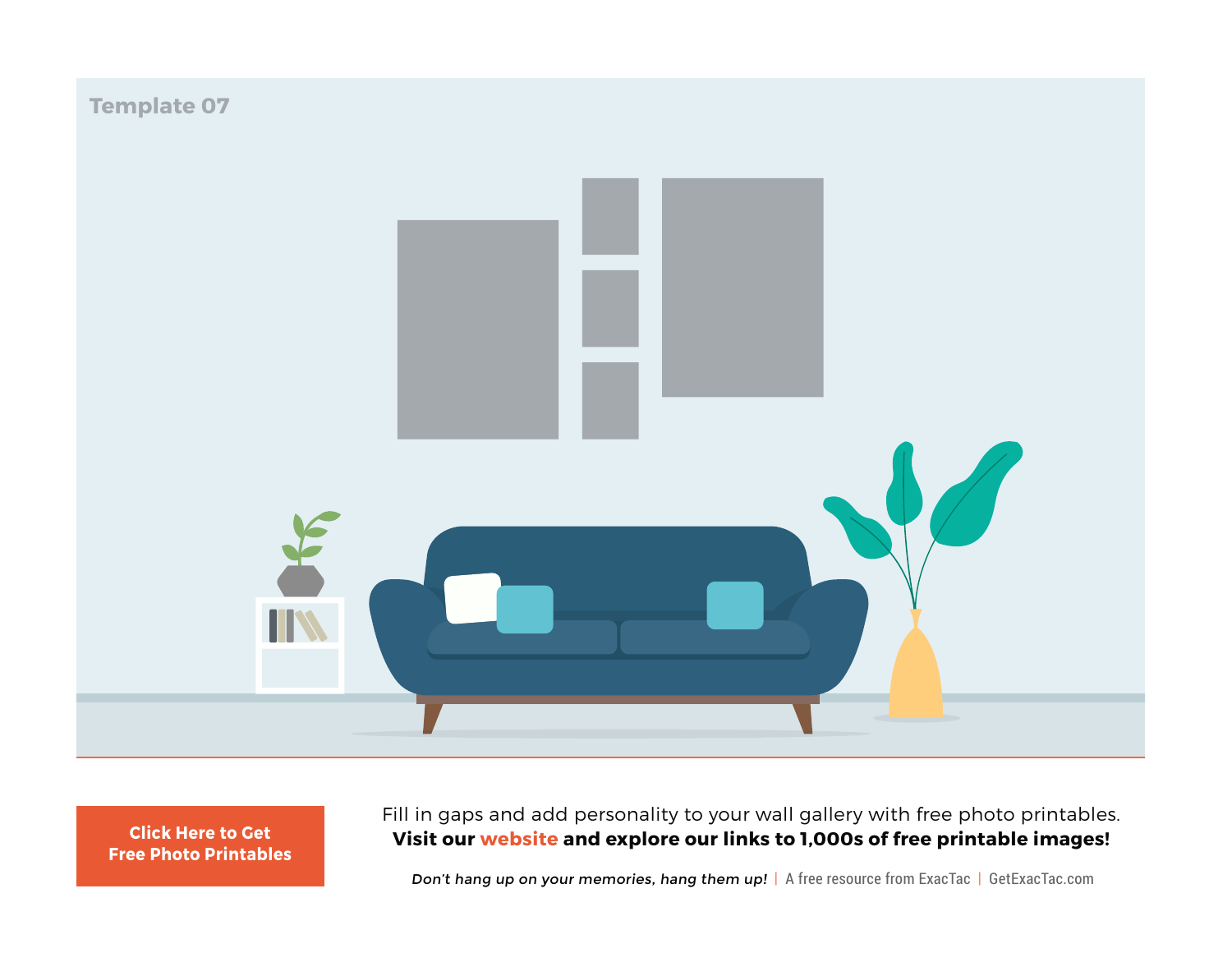Template 07

**Click Here to Get Free Photo Printables**

Fill in gaps and add personality to your wall gallery with free photo printables.
**Visit our website and explore our links to 1,000s of free printable images!**

*Don't hang up on your memories, hang them up!* | A free resource from ExacTac | GetExacTac.com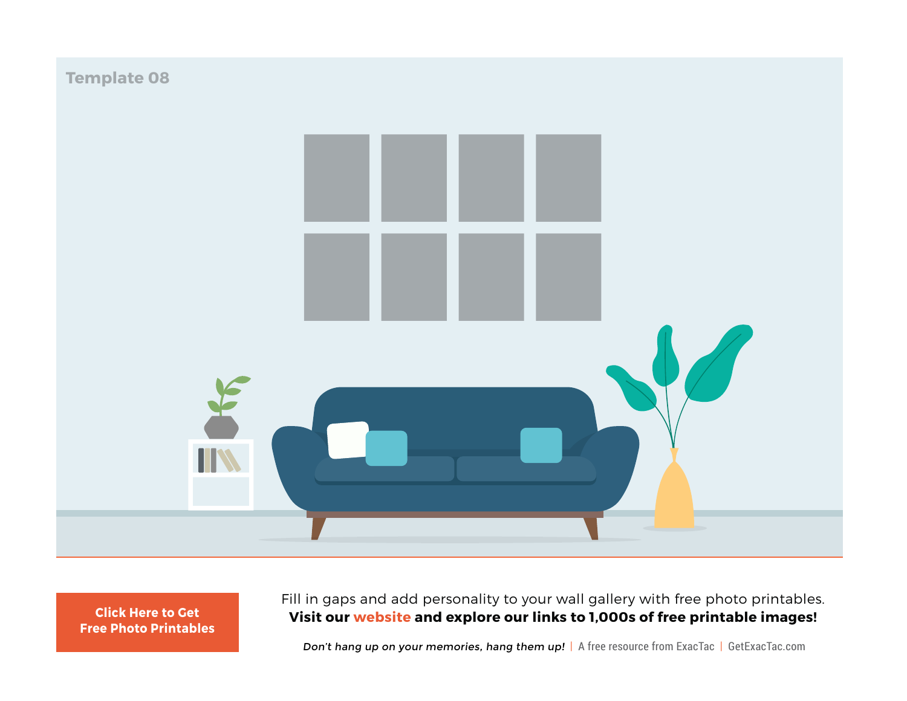Template 08

Click Here to Get Free Photo Printables

Fill in gaps and add personality to your wall gallery with free photo printables.
**Visit our website and explore our links to 1,000s of free printable images!**

*Don't hang up on your memories, hang them up!* | A free resource from ExacTac | GetExacTac.com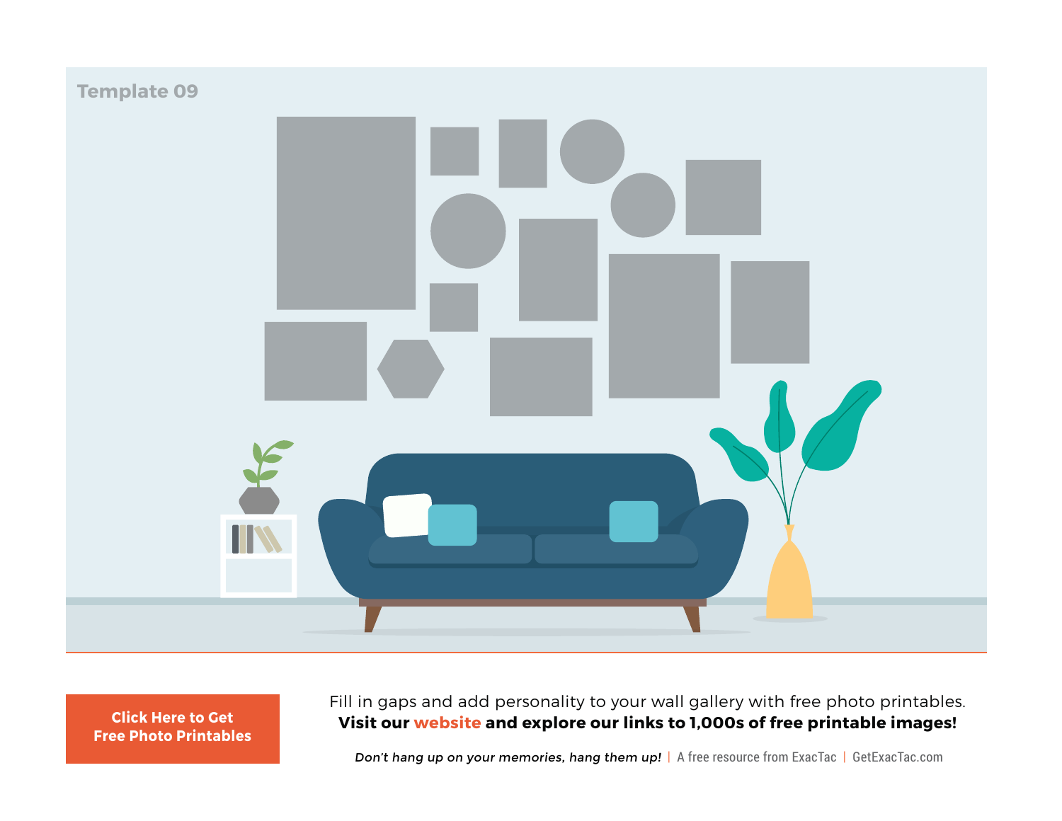Template 09

**Click Here to Get Free Photo Printables**

Fill in gaps and add personality to your wall gallery with free photo printables.
**Visit our website and explore our links to 1,000s of free printable images!**

*Don't hang up on your memories, hang them up!* | A free resource from ExacTac | GetExacTac.com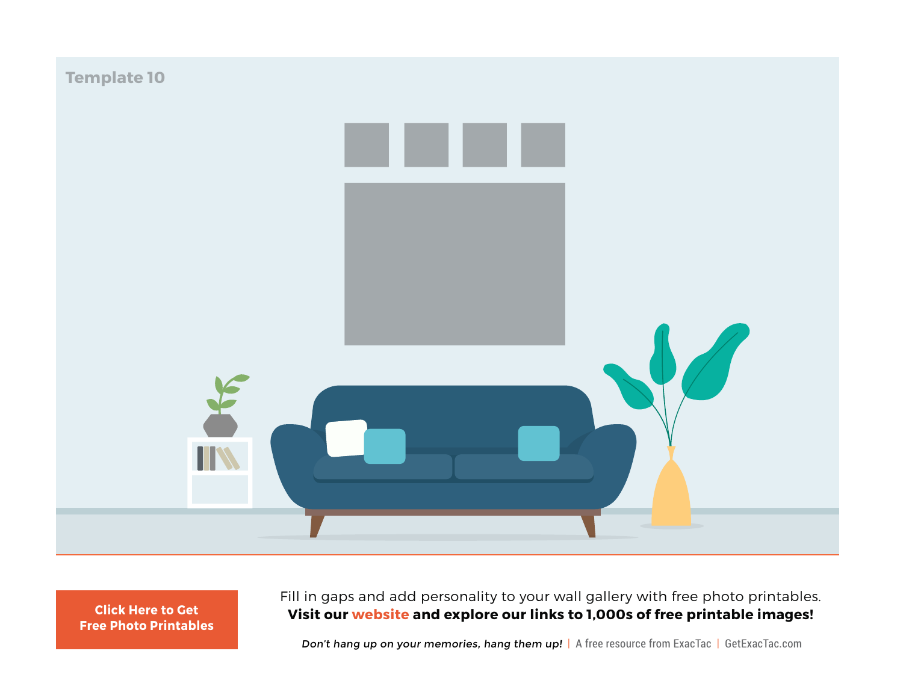Template 10

**Click Here to Get Free Photo Printables**

Fill in gaps and add personality to your wall gallery with free photo printables.
**Visit our website and explore our links to 1,000s of free printable images!**

*Don't hang up on your memories, hang them up!* | A free resource from ExacTac | GetExacTac.com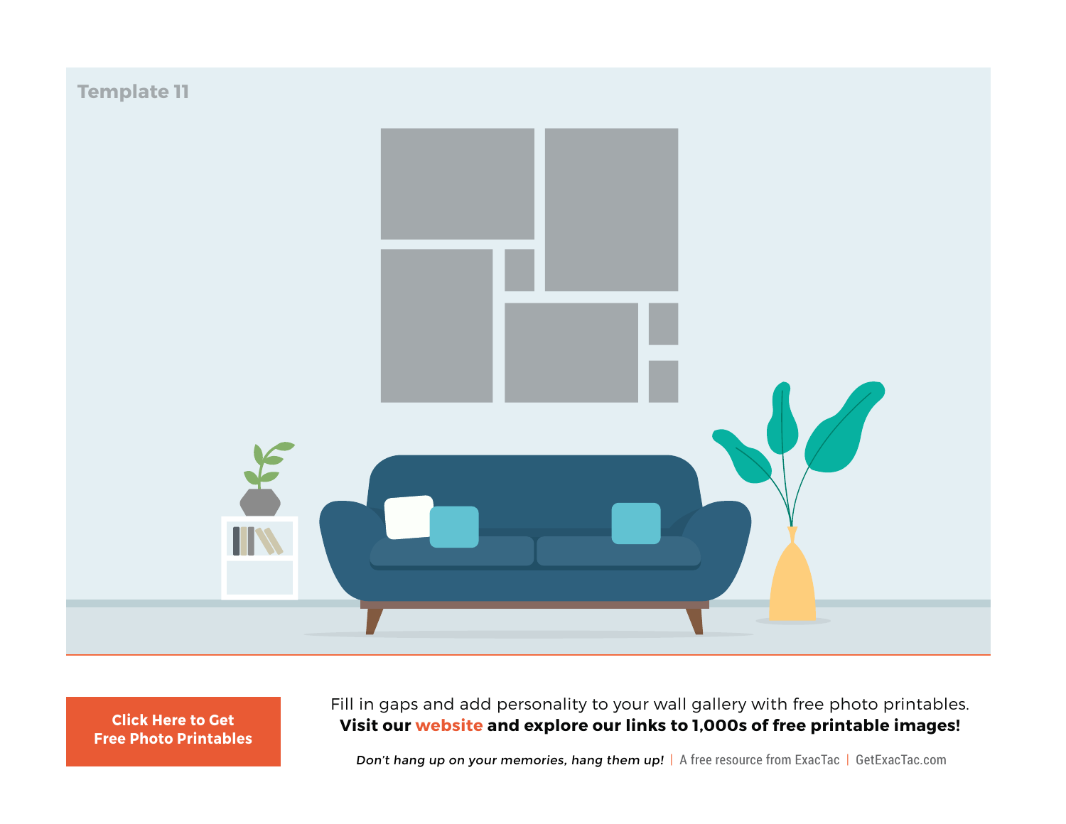Template 11

**Click Here to Get Free Photo Printables**

Fill in gaps and add personality to your wall gallery with free photo printables.
**Visit our website and explore our links to 1,000s of free printable images!**

*Don't hang up on your memories, hang them up!* | A free resource from ExacTac | GetExacTac.com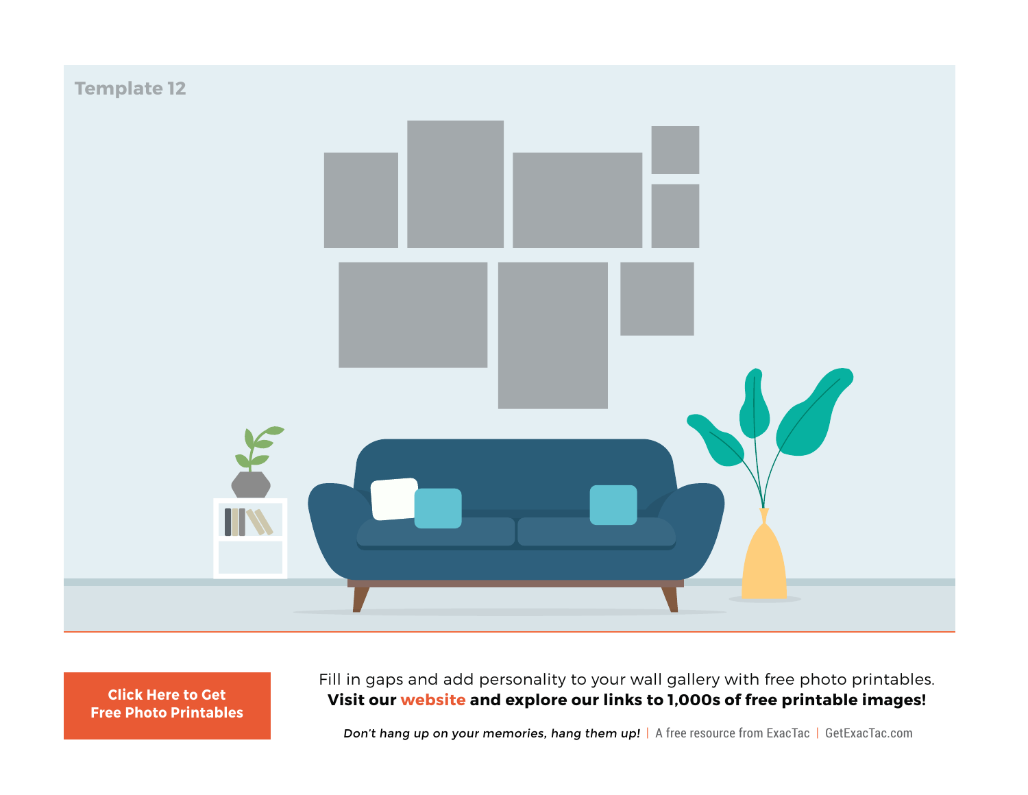Template 12

Click Here to Get Free Photo Printables

Fill in gaps and add personality to your wall gallery with free photo printables.

**Visit our website and explore our links to 1,000s of free printable images!**

*Don't hang up on your memories, hang them up!* | A free resource from ExacTac | GetExacTac.com